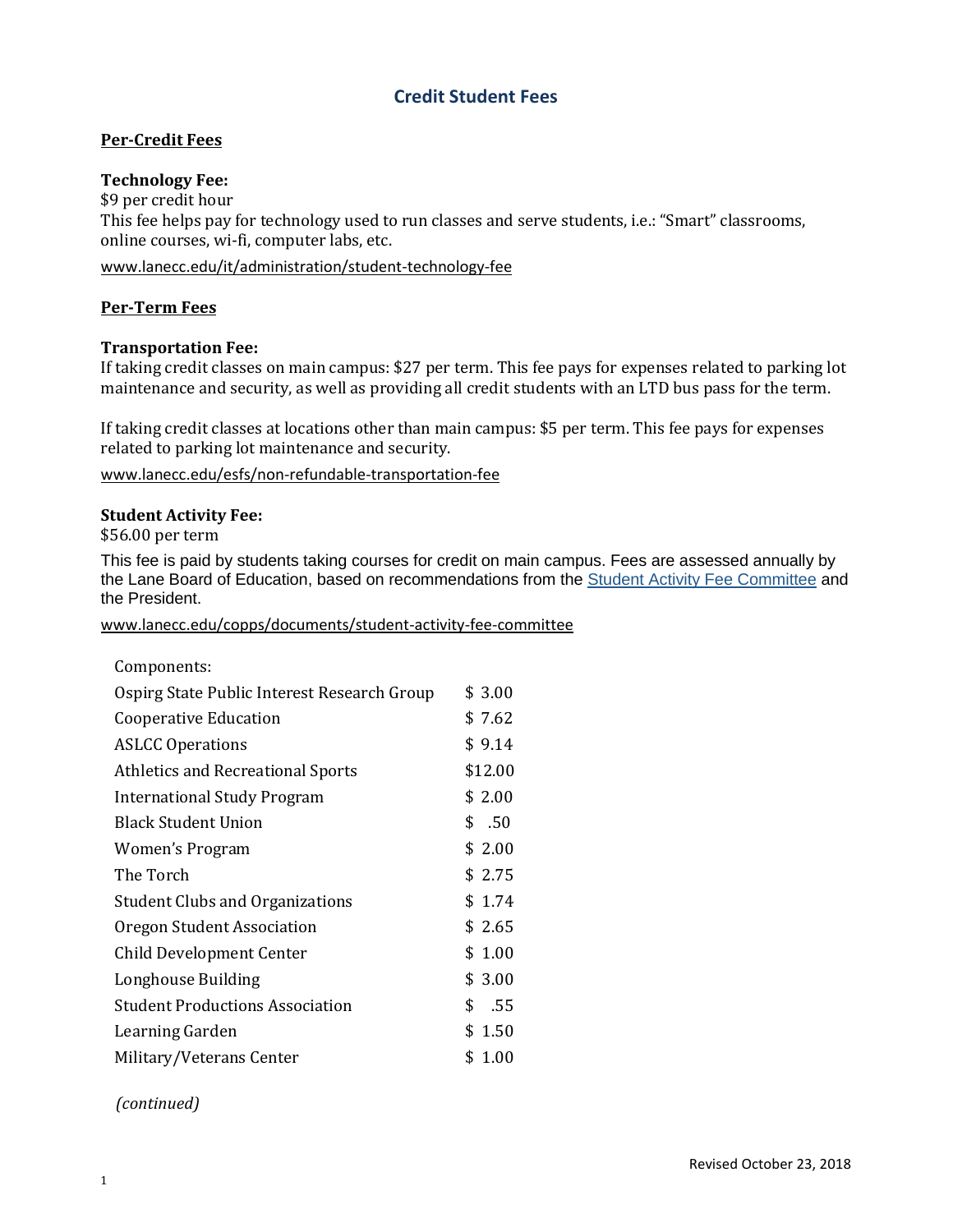# Credit Student Fees

## Per-Credit Fees

**Technology Fee:**
$9 per credit hour
This fee helps pay for technology used to run classes and serve students, i.e.: "Smart" classrooms, online courses, wi-fi, computer labs, etc.

www.lanecc.edu/it/administration/student-technology-fee

## Per-Term Fees

**Transportation Fee:**
If taking credit classes on main campus: $27 per term. This fee pays for expenses related to parking lot maintenance and security, as well as providing all credit students with an LTD bus pass for the term.

If taking credit classes at locations other than main campus: $5 per term. This fee pays for expenses related to parking lot maintenance and security.

www.lanecc.edu/esfs/non-refundable-transportation-fee

**Student Activity Fee:**
$56.00 per term

This fee is paid by students taking courses for credit on main campus. Fees are assessed annually by the Lane Board of Education, based on recommendations from the Student Activity Fee Committee and the President.

www.lanecc.edu/copps/documents/student-activity-fee-committee

Components:

| Component | Amount |
|---|---|
| Ospirg State Public Interest Research Group | $ 3.00 |
| Cooperative Education | $ 7.62 |
| ASLCC Operations | $ 9.14 |
| Athletics and Recreational Sports | $12.00 |
| International Study Program | $ 2.00 |
| Black Student Union | $ .50 |
| Women's Program | $ 2.00 |
| The Torch | $ 2.75 |
| Student Clubs and Organizations | $ 1.74 |
| Oregon Student Association | $ 2.65 |
| Child Development Center | $ 1.00 |
| Longhouse Building | $ 3.00 |
| Student Productions Association | $ .55 |
| Learning Garden | $ 1.50 |
| Military/Veterans Center | $ 1.00 |

*(continued)*

Revised October 23, 2018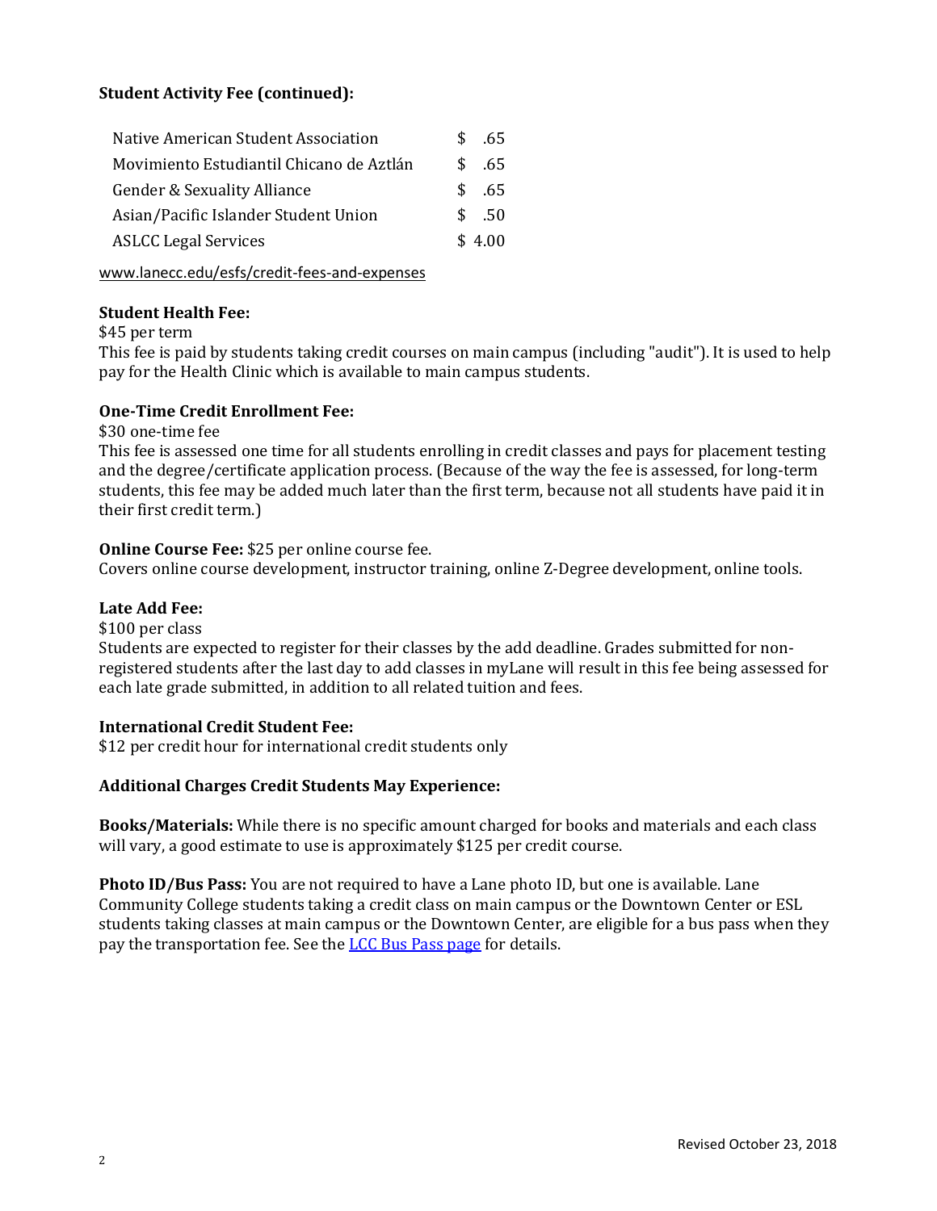**Student Activity Fee (continued):**

| | |
|---|---|
| Native American Student Association | $ .65 |
| Movimiento Estudiantil Chicano de Aztlán | $ .65 |
| Gender & Sexuality Alliance | $ .65 |
| Asian/Pacific Islander Student Union | $ .50 |
| ASLCC Legal Services | $ 4.00 |

www.lanecc.edu/esfs/credit-fees-and-expenses

**Student Health Fee:**
$45 per term
This fee is paid by students taking credit courses on main campus (including "audit"). It is used to help pay for the Health Clinic which is available to main campus students.

**One-Time Credit Enrollment Fee:**
$30 one-time fee
This fee is assessed one time for all students enrolling in credit classes and pays for placement testing and the degree/certificate application process. (Because of the way the fee is assessed, for long-term students, this fee may be added much later than the first term, because not all students have paid it in their first credit term.)

**Online Course Fee:** $25 per online course fee.
Covers online course development, instructor training, online Z-Degree development, online tools.

**Late Add Fee:**
$100 per class
Students are expected to register for their classes by the add deadline. Grades submitted for non-registered students after the last day to add classes in myLane will result in this fee being assessed for each late grade submitted, in addition to all related tuition and fees.

**International Credit Student Fee:**
$12 per credit hour for international credit students only

**Additional Charges Credit Students May Experience:**

**Books/Materials:** While there is no specific amount charged for books and materials and each class will vary, a good estimate to use is approximately $125 per credit course.

**Photo ID/Bus Pass:** You are not required to have a Lane photo ID, but one is available. Lane Community College students taking a credit class on main campus or the Downtown Center or ESL students taking classes at main campus or the Downtown Center, are eligible for a bus pass when they pay the transportation fee. See the LCC Bus Pass page for details.

Revised October 23, 2018